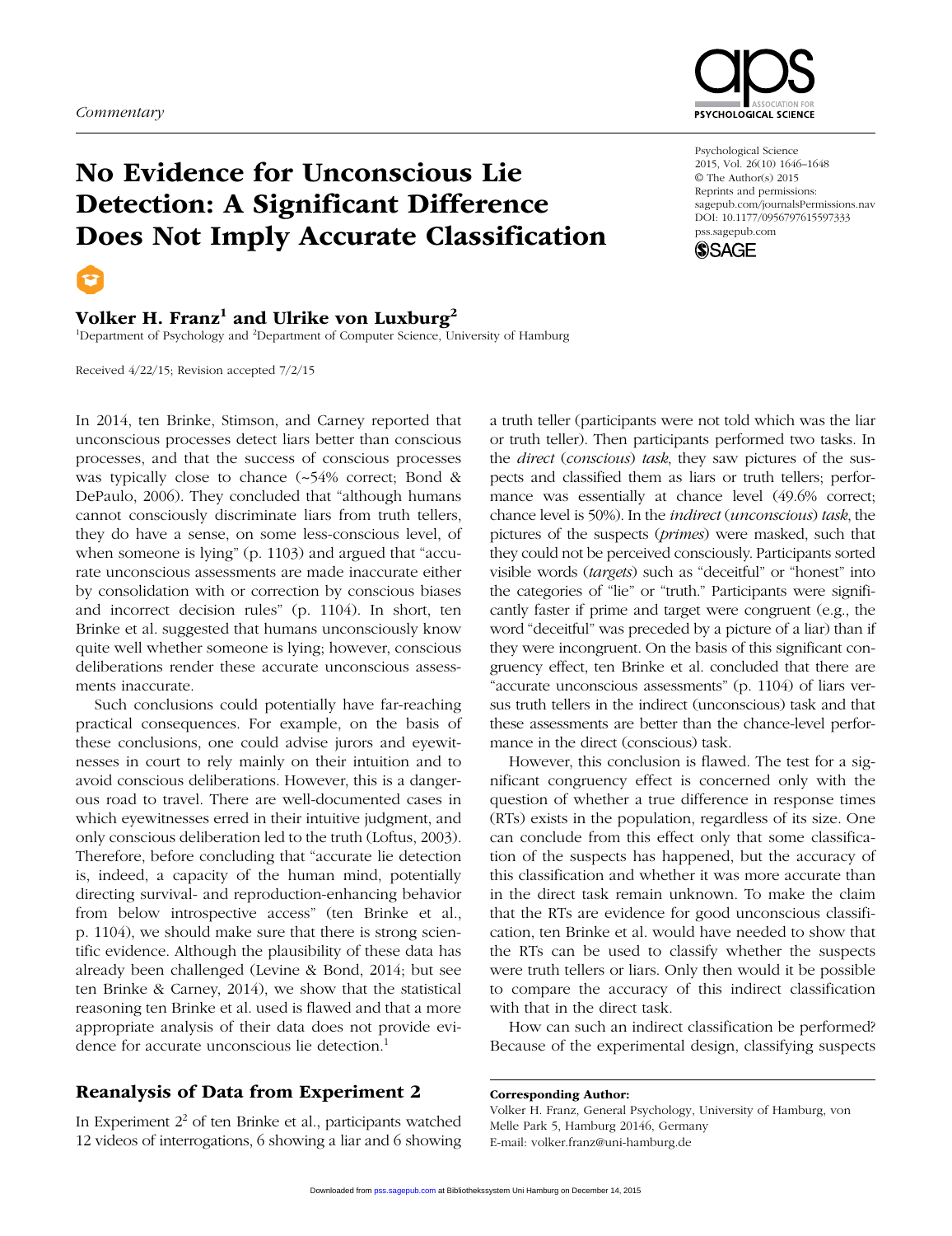*Commentary*

# No Evidence for Unconscious Lie Detection: A Significant Difference Does Not Imply Accurate Classification

**Volker H. Franz[1] and Ulrike von Luxburg[2]**

[1]Department of Psychology and [2]Department of Computer Science, University of Hamburg

Received 4/22/15; Revision accepted 7/2/15

In 2014, ten Brinke, Stimson, and Carney reported that unconscious processes detect liars better than conscious processes, and that the success of conscious processes was typically close to chance (~54% correct; Bond & DePaulo, 2006). They concluded that "although humans cannot consciously discriminate liars from truth tellers, they do have a sense, on some less-conscious level, of when someone is lying" (p. 1103) and argued that "accurate unconscious assessments are made inaccurate either by consolidation with or correction by conscious biases and incorrect decision rules" (p. 1104). In short, ten Brinke et al. suggested that humans unconsciously know quite well whether someone is lying; however, conscious deliberations render these accurate unconscious assessments inaccurate.

Such conclusions could potentially have far-reaching practical consequences. For example, on the basis of these conclusions, one could advise jurors and eyewitnesses in court to rely mainly on their intuition and to avoid conscious deliberations. However, this is a dangerous road to travel. There are well-documented cases in which eyewitnesses erred in their intuitive judgment, and only conscious deliberation led to the truth (Loftus, 2003). Therefore, before concluding that "accurate lie detection is, indeed, a capacity of the human mind, potentially directing survival- and reproduction-enhancing behavior from below introspective access" (ten Brinke et al., p. 1104), we should make sure that there is strong scientific evidence. Although the plausibility of these data has already been challenged (Levine & Bond, 2014; but see ten Brinke & Carney, 2014), we show that the statistical reasoning ten Brinke et al. used is flawed and that a more appropriate analysis of their data does not provide evidence for accurate unconscious lie detection.[1]

## Reanalysis of Data from Experiment 2

In Experiment 2[2] of ten Brinke et al., participants watched 12 videos of interrogations, 6 showing a liar and 6 showing a truth teller (participants were not told which was the liar or truth teller). Then participants performed two tasks. In the *direct* (*conscious*) *task*, they saw pictures of the suspects and classified them as liars or truth tellers; performance was essentially at chance level (49.6% correct; chance level is 50%). In the *indirect* (*unconscious*) *task*, the pictures of the suspects (*primes*) were masked, such that they could not be perceived consciously. Participants sorted visible words (*targets*) such as "deceitful" or "honest" into the categories of "lie" or "truth." Participants were significantly faster if prime and target were congruent (e.g., the word "deceitful" was preceded by a picture of a liar) than if they were incongruent. On the basis of this significant congruency effect, ten Brinke et al. concluded that there are "accurate unconscious assessments" (p. 1104) of liars versus truth tellers in the indirect (unconscious) task and that these assessments are better than the chance-level performance in the direct (conscious) task.

However, this conclusion is flawed. The test for a significant congruency effect is concerned only with the question of whether a true difference in response times (RTs) exists in the population, regardless of its size. One can conclude from this effect only that some classification of the suspects has happened, but the accuracy of this classification and whether it was more accurate than in the direct task remain unknown. To make the claim that the RTs are evidence for good unconscious classification, ten Brinke et al. would have needed to show that the RTs can be used to classify whether the suspects were truth tellers or liars. Only then would it be possible to compare the accuracy of this indirect classification with that in the direct task.

How can such an indirect classification be performed? Because of the experimental design, classifying suspects

**Corresponding Author:**
Volker H. Franz, General Psychology, University of Hamburg, von Melle Park 5, Hamburg 20146, Germany
E-mail: volker.franz@uni-hamburg.de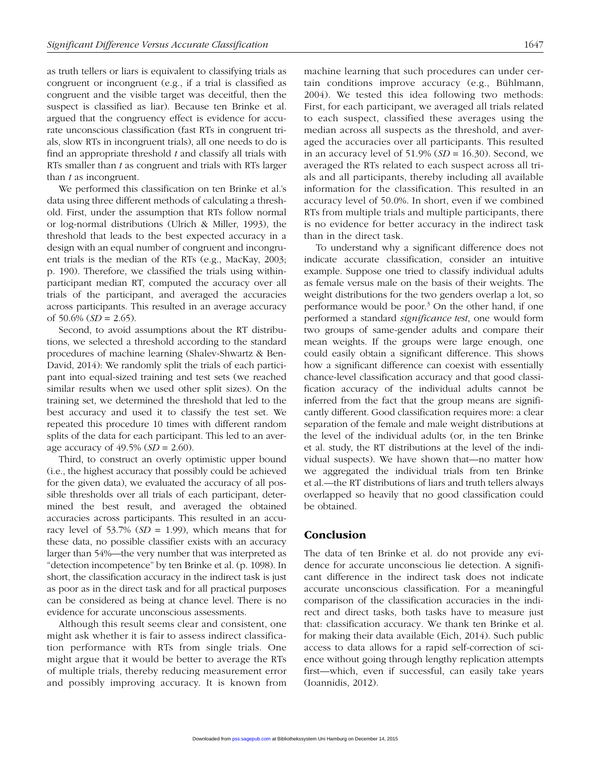as truth tellers or liars is equivalent to classifying trials as congruent or incongruent (e.g., if a trial is classified as congruent and the visible target was deceitful, then the suspect is classified as liar). Because ten Brinke et al. argued that the congruency effect is evidence for accurate unconscious classification (fast RTs in congruent trials, slow RTs in incongruent trials), all one needs to do is find an appropriate threshold *t* and classify all trials with RTs smaller than *t* as congruent and trials with RTs larger than *t* as incongruent.

We performed this classification on ten Brinke et al.'s data using three different methods of calculating a threshold. First, under the assumption that RTs follow normal or log-normal distributions (Ulrich & Miller, 1993), the threshold that leads to the best expected accuracy in a design with an equal number of congruent and incongruent trials is the median of the RTs (e.g., MacKay, 2003; p. 190). Therefore, we classified the trials using within-participant median RT, computed the accuracy over all trials of the participant, and averaged the accuracies across participants. This resulted in an average accuracy of 50.6% (*SD* = 2.65).

Second, to avoid assumptions about the RT distributions, we selected a threshold according to the standard procedures of machine learning (Shalev-Shwartz & Ben-David, 2014): We randomly split the trials of each participant into equal-sized training and test sets (we reached similar results when we used other split sizes). On the training set, we determined the threshold that led to the best accuracy and used it to classify the test set. We repeated this procedure 10 times with different random splits of the data for each participant. This led to an average accuracy of 49.5% (*SD* = 2.60).

Third, to construct an overly optimistic upper bound (i.e., the highest accuracy that possibly could be achieved for the given data), we evaluated the accuracy of all possible thresholds over all trials of each participant, determined the best result, and averaged the obtained accuracies across participants. This resulted in an accuracy level of 53.7% (*SD* = 1.99), which means that for these data, no possible classifier exists with an accuracy larger than 54%—the very number that was interpreted as "detection incompetence" by ten Brinke et al. (p. 1098). In short, the classification accuracy in the indirect task is just as poor as in the direct task and for all practical purposes can be considered as being at chance level. There is no evidence for accurate unconscious assessments.

Although this result seems clear and consistent, one might ask whether it is fair to assess indirect classification performance with RTs from single trials. One might argue that it would be better to average the RTs of multiple trials, thereby reducing measurement error and possibly improving accuracy. It is known from machine learning that such procedures can under certain conditions improve accuracy (e.g., Bühlmann, 2004). We tested this idea following two methods: First, for each participant, we averaged all trials related to each suspect, classified these averages using the median across all suspects as the threshold, and averaged the accuracies over all participants. This resulted in an accuracy level of 51.9% (*SD* = 16.30). Second, we averaged the RTs related to each suspect across all trials and all participants, thereby including all available information for the classification. This resulted in an accuracy level of 50.0%. In short, even if we combined RTs from multiple trials and multiple participants, there is no evidence for better accuracy in the indirect task than in the direct task.

To understand why a significant difference does not indicate accurate classification, consider an intuitive example. Suppose one tried to classify individual adults as female versus male on the basis of their weights. The weight distributions for the two genders overlap a lot, so performance would be poor.[3] On the other hand, if one performed a standard *significance test*, one would form two groups of same-gender adults and compare their mean weights. If the groups were large enough, one could easily obtain a significant difference. This shows how a significant difference can coexist with essentially chance-level classification accuracy and that good classification accuracy of the individual adults cannot be inferred from the fact that the group means are significantly different. Good classification requires more: a clear separation of the female and male weight distributions at the level of the individual adults (or, in the ten Brinke et al. study, the RT distributions at the level of the individual suspects). We have shown that—no matter how we aggregated the individual trials from ten Brinke et al.—the RT distributions of liars and truth tellers always overlapped so heavily that no good classification could be obtained.

## Conclusion

The data of ten Brinke et al. do not provide any evidence for accurate unconscious lie detection. A significant difference in the indirect task does not indicate accurate unconscious classification. For a meaningful comparison of the classification accuracies in the indirect and direct tasks, both tasks have to measure just that: classification accuracy. We thank ten Brinke et al. for making their data available (Eich, 2014). Such public access to data allows for a rapid self-correction of science without going through lengthy replication attempts first—which, even if successful, can easily take years (Ioannidis, 2012).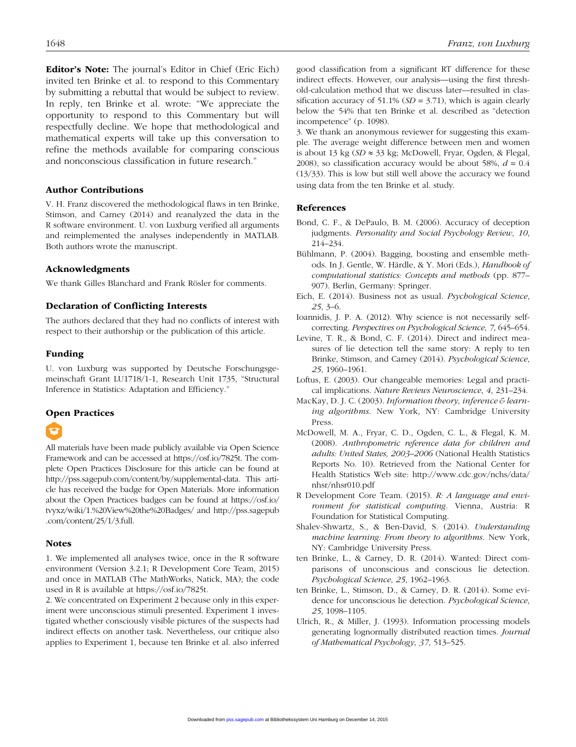**Editor's Note:** The journal's Editor in Chief (Eric Eich) invited ten Brinke et al. to respond to this Commentary by submitting a rebuttal that would be subject to review. In reply, ten Brinke et al. wrote: "We appreciate the opportunity to respond to this Commentary but will respectfully decline. We hope that methodological and mathematical experts will take up this conversation to refine the methods available for comparing conscious and nonconscious classification in future research."

### Author Contributions

V. H. Franz discovered the methodological flaws in ten Brinke, Stimson, and Carney (2014) and reanalyzed the data in the R software environment. U. von Luxburg verified all arguments and reimplemented the analyses independently in MATLAB. Both authors wrote the manuscript.

### Acknowledgments

We thank Gilles Blanchard and Frank Rösler for comments.

### Declaration of Conflicting Interests

The authors declared that they had no conflicts of interest with respect to their authorship or the publication of this article.

### Funding

U. von Luxburg was supported by Deutsche Forschungsgemeinschaft Grant LU1718/1-1, Research Unit 1735, "Structural Inference in Statistics: Adaptation and Efficiency."

### Open Practices

All materials have been made publicly available via Open Science Framework and can be accessed at https://osf.io/7825t. The complete Open Practices Disclosure for this article can be found at http://pss.sagepub.com/content/by/supplemental-data. This article has received the badge for Open Materials. More information about the Open Practices badges can be found at https://osf.io/tvyxz/wiki/1.%20View%20the%20Badges/ and http://pss.sagepub.com/content/25/1/3.full.

### Notes

1. We implemented all analyses twice, once in the R software environment (Version 3.2.1; R Development Core Team, 2015) and once in MATLAB (The MathWorks, Natick, MA); the code used in R is available at https://osf.io/7825t.

2. We concentrated on Experiment 2 because only in this experiment were unconscious stimuli presented. Experiment 1 investigated whether consciously visible pictures of the suspects had indirect effects on another task. Nevertheless, our critique also applies to Experiment 1, because ten Brinke et al. also inferred good classification from a significant RT difference for these indirect effects. However, our analysis—using the first threshold-calculation method that we discuss later—resulted in classification accuracy of 51.1% ($SD$ = 3.71), which is again clearly below the 54% that ten Brinke et al. described as "detection incompetence" (p. 1098).

3. We thank an anonymous reviewer for suggesting this example. The average weight difference between men and women is about 13 kg ($SD \approx 33$ kg; McDowell, Fryar, Ogden, & Flegal, 2008), so classification accuracy would be about 58%, $d$ = 0.4 (13/33). This is low but still well above the accuracy we found using data from the ten Brinke et al. study.

### References

Bond, C. F., & DePaulo, B. M. (2006). Accuracy of deception judgments. *Personality and Social Psychology Review*, *10*, 214–234.

Bühlmann, P. (2004). Bagging, boosting and ensemble methods. In J. Gentle, W. Härdle, & Y. Mori (Eds.), *Handbook of computational statistics: Concepts and methods* (pp. 877–907). Berlin, Germany: Springer.

Eich, E. (2014). Business not as usual. *Psychological Science*, *25*, 3–6.

Ioannidis, J. P. A. (2012). Why science is not necessarily self-correcting. *Perspectives on Psychological Science*, *7*, 645–654.

Levine, T. R., & Bond, C. F. (2014). Direct and indirect measures of lie detection tell the same story: A reply to ten Brinke, Stimson, and Carney (2014). *Psychological Science*, *25*, 1960–1961.

Loftus, E. (2003). Our changeable memories: Legal and practical implications. *Nature Reviews Neuroscience*, *4*, 231–234.

MacKay, D. J. C. (2003). *Information theory, inference & learning algorithms*. New York, NY: Cambridge University Press.

McDowell, M. A., Fryar, C. D., Ogden, C. L., & Flegal, K. M. (2008). *Anthropometric reference data for children and adults: United States, 2003–2006* (National Health Statistics Reports No. 10). Retrieved from the National Center for Health Statistics Web site: http://www.cdc.gov/nchs/data/nhsr/nhsr010.pdf

R Development Core Team. (2015). *R: A language and environment for statistical computing*. Vienna, Austria: R Foundation for Statistical Computing.

Shalev-Shwartz, S., & Ben-David, S. (2014). *Understanding machine learning: From theory to algorithms*. New York, NY: Cambridge University Press.

ten Brinke, L., & Carney, D. R. (2014). Wanted: Direct comparisons of unconscious and conscious lie detection. *Psychological Science*, *25*, 1962–1963.

ten Brinke, L., Stimson, D., & Carney, D. R. (2014). Some evidence for unconscious lie detection. *Psychological Science*, *25*, 1098–1105.

Ulrich, R., & Miller, J. (1993). Information processing models generating lognormally distributed reaction times. *Journal of Mathematical Psychology*, *37*, 513–525.